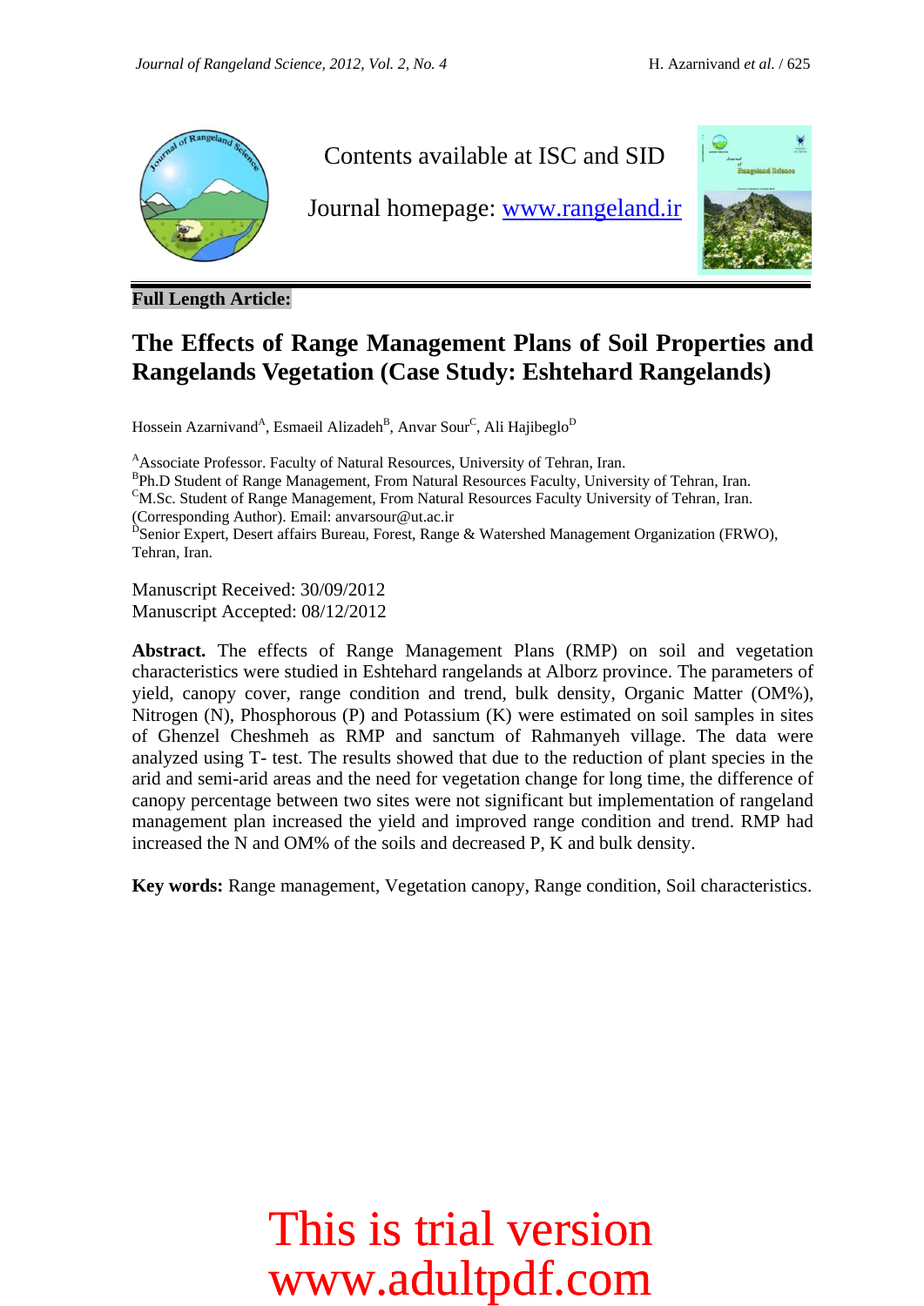Contents available at ISC and SID

Journal homepage: www.rangeland.ir

**Full Length Article:**

# The Effects of Range Management Plans of Soil Properties and Rangelands Vegetation (Case Study: Eshtehard Rangelands)

Hossein Azarnivand[A], Esmaeil Alizadeh[B], Anvar Sour[C], Ali Hajibeglo[D]

[A]Associate Professor. Faculty of Natural Resources, University of Tehran, Iran.
[B]Ph.D Student of Range Management, From Natural Resources Faculty, University of Tehran, Iran.
[C]M.Sc. Student of Range Management, From Natural Resources Faculty University of Tehran, Iran. (Corresponding Author). Email: anvarsour@ut.ac.ir
[D]Senior Expert, Desert affairs Bureau, Forest, Range & Watershed Management Organization (FRWO), Tehran, Iran.

Manuscript Received: 30/09/2012
Manuscript Accepted: 08/12/2012

**Abstract.** The effects of Range Management Plans (RMP) on soil and vegetation characteristics were studied in Eshtehard rangelands at Alborz province. The parameters of yield, canopy cover, range condition and trend, bulk density, Organic Matter (OM%), Nitrogen (N), Phosphorous (P) and Potassium (K) were estimated on soil samples in sites of Ghenzel Cheshmeh as RMP and sanctum of Rahmanyeh village. The data were analyzed using T- test. The results showed that due to the reduction of plant species in the arid and semi-arid areas and the need for vegetation change for long time, the difference of canopy percentage between two sites were not significant but implementation of rangeland management plan increased the yield and improved range condition and trend. RMP had increased the N and OM% of the soils and decreased P, K and bulk density.

**Key words:** Range management, Vegetation canopy, Range condition, Soil characteristics.

This is trial version
www.adultpdf.com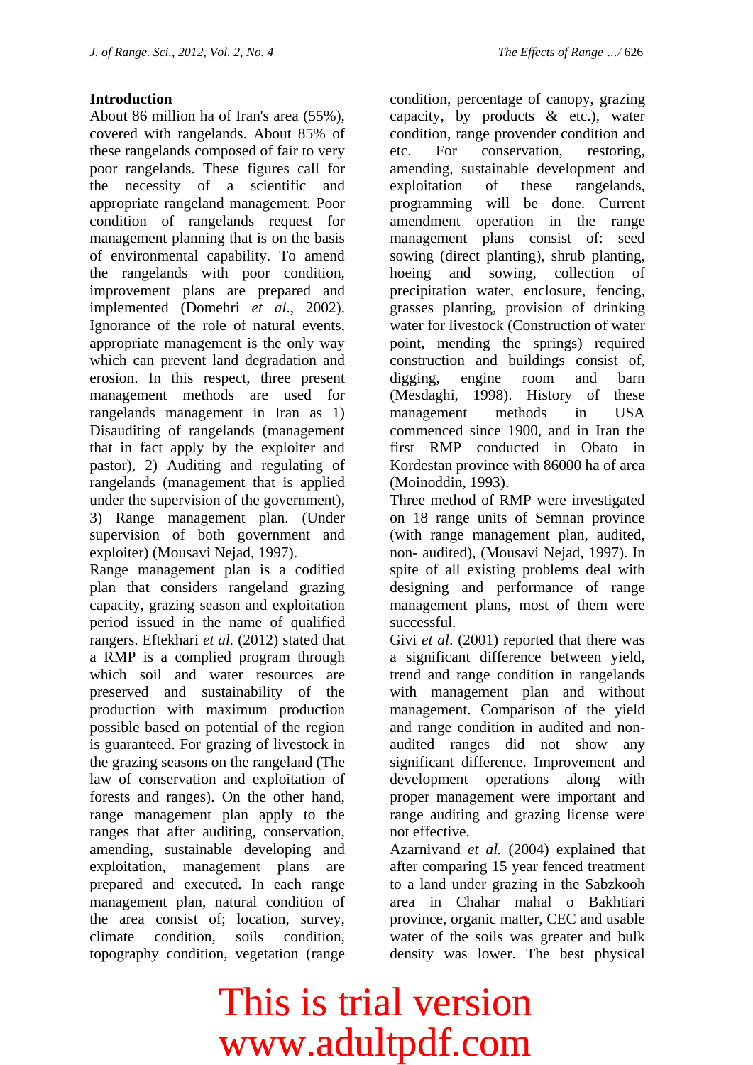## Introduction

About 86 million ha of Iran's area (55%), covered with rangelands. About 85% of these rangelands composed of fair to very poor rangelands. These figures call for the necessity of a scientific and appropriate rangeland management. Poor condition of rangelands request for management planning that is on the basis of environmental capability. To amend the rangelands with poor condition, improvement plans are prepared and implemented (Domehri *et al*., 2002). Ignorance of the role of natural events, appropriate management is the only way which can prevent land degradation and erosion. In this respect, three present management methods are used for rangelands management in Iran as 1) Disauditing of rangelands (management that in fact apply by the exploiter and pastor), 2) Auditing and regulating of rangelands (management that is applied under the supervision of the government), 3) Range management plan. (Under supervision of both government and exploiter) (Mousavi Nejad, 1997).

Range management plan is a codified plan that considers rangeland grazing capacity, grazing season and exploitation period issued in the name of qualified rangers. Eftekhari *et al.* (2012) stated that a RMP is a complied program through which soil and water resources are preserved and sustainability of the production with maximum production possible based on potential of the region is guaranteed. For grazing of livestock in the grazing seasons on the rangeland (The law of conservation and exploitation of forests and ranges). On the other hand, range management plan apply to the ranges that after auditing, conservation, amending, sustainable developing and exploitation, management plans are prepared and executed. In each range management plan, natural condition of the area consist of; location, survey, climate condition, soils condition, topography condition, vegetation (range condition, percentage of canopy, grazing capacity, by products & etc.), water condition, range provender condition and etc. For conservation, restoring, amending, sustainable development and exploitation of these rangelands, programming will be done. Current amendment operation in the range management plans consist of: seed sowing (direct planting), shrub planting, hoeing and sowing, collection of precipitation water, enclosure, fencing, grasses planting, provision of drinking water for livestock (Construction of water point, mending the springs) required construction and buildings consist of, digging, engine room and barn (Mesdaghi, 1998). History of these management methods in USA commenced since 1900, and in Iran the first RMP conducted in Obato in Kordestan province with 86000 ha of area (Moinoddin, 1993).

Three method of RMP were investigated on 18 range units of Semnan province (with range management plan, audited, non- audited), (Mousavi Nejad, 1997). In spite of all existing problems deal with designing and performance of range management plans, most of them were successful.

Givi *et al*. (2001) reported that there was a significant difference between yield, trend and range condition in rangelands with management plan and without management. Comparison of the yield and range condition in audited and non-audited ranges did not show any significant difference. Improvement and development operations along with proper management were important and range auditing and grazing license were not effective.

Azarnivand *et al.* (2004) explained that after comparing 15 year fenced treatment to a land under grazing in the Sabzkooh area in Chahar mahal o Bakhtiari province, organic matter, CEC and usable water of the soils was greater and bulk density was lower. The best physical

This is trial version
www.adultpdf.com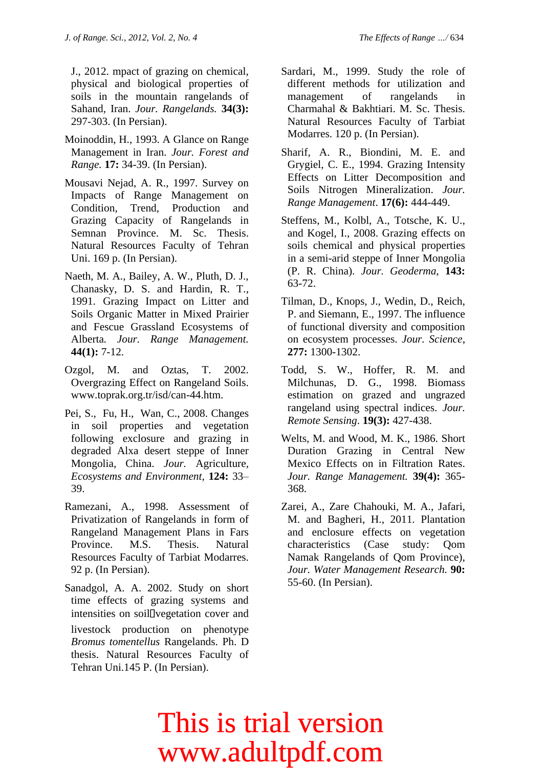J., 2012. mpact of grazing on chemical, physical and biological properties of soils in the mountain rangelands of Sahand, Iran. *Jour. Rangelands.* **34(3):** 297-303. (In Persian).

Moinoddin, H., 1993. A Glance on Range Management in Iran. *Jour. Forest and Range.* **17:** 34-39. (In Persian).

Mousavi Nejad, A. R., 1997. Survey on Impacts of Range Management on Condition, Trend, Production and Grazing Capacity of Rangelands in Semnan Province. M. Sc. Thesis. Natural Resources Faculty of Tehran Uni. 169 p. (In Persian).

Naeth, M. A., Bailey, A. W., Pluth, D. J., Chanasky, D. S. and Hardin, R. T., 1991. Grazing Impact on Litter and Soils Organic Matter in Mixed Prairier and Fescue Grassland Ecosystems of Alberta. *Jour. Range Management.* **44(1):** 7-12.

Ozgol, M. and Oztas, T. 2002. Overgrazing Effect on Rangeland Soils. www.toprak.org.tr/isd/can-44.htm.

Pei, S., Fu, H., Wan, C., 2008. Changes in soil properties and vegetation following exclosure and grazing in degraded Alxa desert steppe of Inner Mongolia, China. *Jour.* Agriculture, *Ecosystems and Environment*, **124:** 33–39.

Ramezani, A., 1998. Assessment of Privatization of Rangelands in form of Rangeland Management Plans in Fars Province. M.S. Thesis. Natural Resources Faculty of Tarbiat Modarres. 92 p. (In Persian).

Sanadgol, A. A. 2002. Study on short time effects of grazing systems and intensities on soil vegetation cover and livestock production on phenotype *Bromus tomentellus* Rangelands. Ph. D thesis. Natural Resources Faculty of Tehran Uni.145 P. (In Persian).

Sardari, M., 1999. Study the role of different methods for utilization and management of rangelands in Charmahal & Bakhtiari. M. Sc. Thesis. Natural Resources Faculty of Tarbiat Modarres. 120 p. (In Persian).

Sharif, A. R., Biondini, M. E. and Grygiel, C. E., 1994. Grazing Intensity Effects on Litter Decomposition and Soils Nitrogen Mineralization. *Jour. Range Management*. **17(6):** 444-449.

Steffens, M., Kolbl, A., Totsche, K. U., and Kogel, I., 2008. Grazing effects on soils chemical and physical properties in a semi-arid steppe of Inner Mongolia (P. R. China). *Jour. Geoderma*, **143:** 63-72.

Tilman, D., Knops, J., Wedin, D., Reich, P. and Siemann, E., 1997. The influence of functional diversity and composition on ecosystem processes. *Jour. Science*, **277:** 1300-1302.

Todd, S. W., Hoffer, R. M. and Milchunas, D. G., 1998. Biomass estimation on grazed and ungrazed rangeland using spectral indices. *Jour. Remote Sensing*. **19(3):** 427-438.

Welts, M. and Wood, M. K., 1986. Short Duration Grazing in Central New Mexico Effects on in Filtration Rates. *Jour. Range Management.* **39(4):** 365-368.

Zarei, A., Zare Chahouki, M. A., Jafari, M. and Bagheri, H., 2011. Plantation and enclosure effects on vegetation characteristics (Case study: Qom Namak Rangelands of Qom Province), *Jour. Water Management Research.* **90:** 55-60. (In Persian).

This is trial version
www.adultpdf.com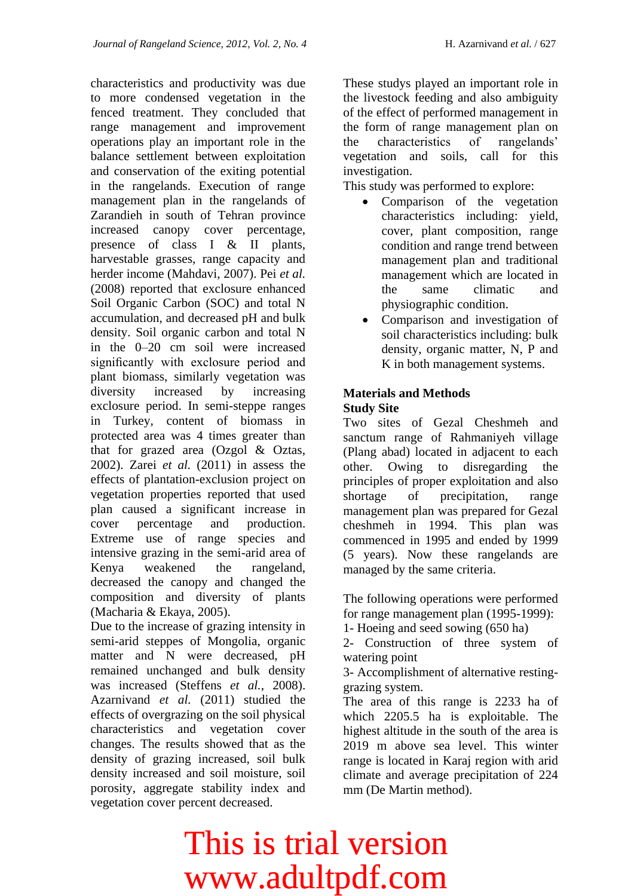characteristics and productivity was due to more condensed vegetation in the fenced treatment. They concluded that range management and improvement operations play an important role in the balance settlement between exploitation and conservation of the exiting potential in the rangelands. Execution of range management plan in the rangelands of Zarandieh in south of Tehran province increased canopy cover percentage, presence of class I & II plants, harvestable grasses, range capacity and herder income (Mahdavi, 2007). Pei *et al.* (2008) reported that exclosure enhanced Soil Organic Carbon (SOC) and total N accumulation, and decreased pH and bulk density. Soil organic carbon and total N in the 0–20 cm soil were increased significantly with exclosure period and plant biomass, similarly vegetation was diversity increased by increasing exclosure period. In semi-steppe ranges in Turkey, content of biomass in protected area was 4 times greater than that for grazed area (Ozgol & Oztas, 2002). Zarei *et al.* (2011) in assess the effects of plantation-exclusion project on vegetation properties reported that used plan caused a significant increase in cover percentage and production. Extreme use of range species and intensive grazing in the semi-arid area of Kenya weakened the rangeland, decreased the canopy and changed the composition and diversity of plants (Macharia & Ekaya, 2005).
Due to the increase of grazing intensity in semi-arid steppes of Mongolia, organic matter and N were decreased, pH remained unchanged and bulk density was increased (Steffens *et al.*, 2008). Azarnivand *et al.* (2011) studied the effects of overgrazing on the soil physical characteristics and vegetation cover changes. The results showed that as the density of grazing increased, soil bulk density increased and soil moisture, soil porosity, aggregate stability index and vegetation cover percent decreased.

These studys played an important role in the livestock feeding and also ambiguity of the effect of performed management in the form of range management plan on the characteristics of rangelands' vegetation and soils, call for this investigation.
This study was performed to explore:

- Comparison of the vegetation characteristics including: yield, cover, plant composition, range condition and range trend between management plan and traditional management which are located in the same climatic and physiographic condition.
- Comparison and investigation of soil characteristics including: bulk density, organic matter, N, P and K in both management systems.

## Materials and Methods

### Study Site

Two sites of Gezal Cheshmeh and sanctum range of Rahmaniyeh village (Plang abad) located in adjacent to each other. Owing to disregarding the principles of proper exploitation and also shortage of precipitation, range management plan was prepared for Gezal cheshmeh in 1994. This plan was commenced in 1995 and ended by 1999 (5 years). Now these rangelands are managed by the same criteria.

The following operations were performed for range management plan (1995-1999):
1- Hoeing and seed sowing (650 ha)
2- Construction of three system of watering point
3- Accomplishment of alternative resting-grazing system.
The area of this range is 2233 ha of which 2205.5 ha is exploitable. The highest altitude in the south of the area is 2019 m above sea level. This winter range is located in Karaj region with arid climate and average precipitation of 224 mm (De Martin method).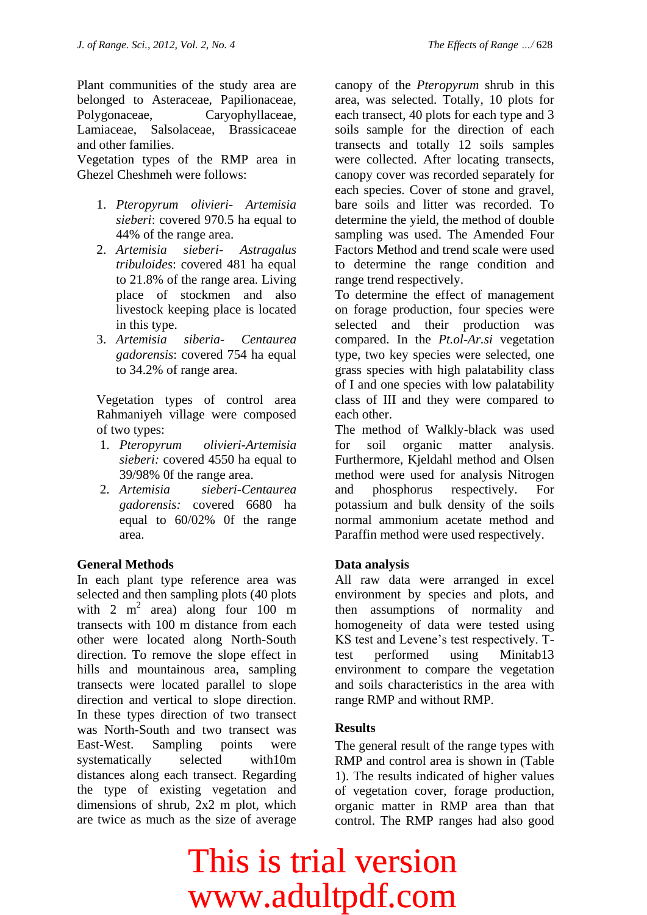Plant communities of the study area are belonged to Asteraceae, Papilionaceae, Polygonaceae, Caryophyllaceae, Lamiaceae, Salsolaceae, Brassicaceae and other families.

Vegetation types of the RMP area in Ghezel Cheshmeh were follows:

1. *Pteropyrum olivieri- Artemisia sieberi*: covered 970.5 ha equal to 44% of the range area.
2. *Artemisia sieberi- Astragalus tribuloides*: covered 481 ha equal to 21.8% of the range area. Living place of stockmen and also livestock keeping place is located in this type.
3. *Artemisia siberia- Centaurea gadorensis*: covered 754 ha equal to 34.2% of range area.

Vegetation types of control area Rahmaniyeh village were composed of two types:

1. *Pteropyrum olivieri-Artemisia sieberi:* covered 4550 ha equal to 39/98% 0f the range area.
2. *Artemisia sieberi-Centaurea gadorensis:* covered 6680 ha equal to 60/02% 0f the range area.

## General Methods

In each plant type reference area was selected and then sampling plots (40 plots with 2 $m^2$ area) along four 100 m transects with 100 m distance from each other were located along North-South direction. To remove the slope effect in hills and mountainous area, sampling transects were located parallel to slope direction and vertical to slope direction. In these types direction of two transect was North-South and two transect was East-West. Sampling points were systematically selected with10m distances along each transect. Regarding the type of existing vegetation and dimensions of shrub, 2x2 m plot, which are twice as much as the size of average canopy of the *Pteropyrum* shrub in this area, was selected. Totally, 10 plots for each transect, 40 plots for each type and 3 soils sample for the direction of each transects and totally 12 soils samples were collected. After locating transects, canopy cover was recorded separately for each species. Cover of stone and gravel, bare soils and litter was recorded. To determine the yield, the method of double sampling was used. The Amended Four Factors Method and trend scale were used to determine the range condition and range trend respectively.

To determine the effect of management on forage production, four species were selected and their production was compared. In the *Pt.ol-Ar.si* vegetation type, two key species were selected, one grass species with high palatability class of I and one species with low palatability class of III and they were compared to each other.

The method of Walkly-black was used for soil organic matter analysis. Furthermore, Kjeldahl method and Olsen method were used for analysis Nitrogen and phosphorus respectively. For potassium and bulk density of the soils normal ammonium acetate method and Paraffin method were used respectively.

## Data analysis

All raw data were arranged in excel environment by species and plots, and then assumptions of normality and homogeneity of data were tested using KS test and Levene's test respectively. T-test performed using Minitab13 environment to compare the vegetation and soils characteristics in the area with range RMP and without RMP.

## Results

The general result of the range types with RMP and control area is shown in (Table 1). The results indicated of higher values of vegetation cover, forage production, organic matter in RMP area than that control. The RMP ranges had also good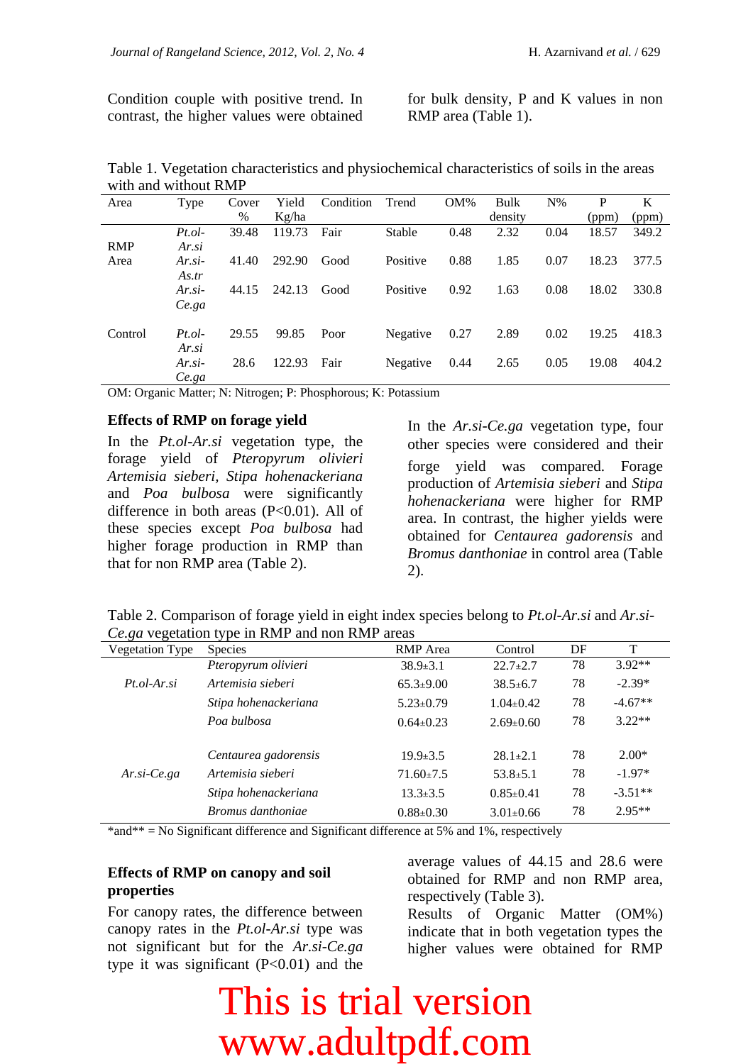Condition couple with positive trend. In contrast, the higher values were obtained for bulk density, P and K values in non RMP area (Table 1).

Table 1. Vegetation characteristics and physiochemical characteristics of soils in the areas with and without RMP

| Area | Type | Cover % | Yield Kg/ha | Condition | Trend | OM% | Bulk density | N% | P (ppm) | K (ppm) |
|---|---|---|---|---|---|---|---|---|---|---|
| RMP Area | *Pt.ol-Ar.si* | 39.48 | 119.73 | Fair | Stable | 0.48 | 2.32 | 0.04 | 18.57 | 349.2 |
| | *Ar.si-As.tr* | 41.40 | 292.90 | Good | Positive | 0.88 | 1.85 | 0.07 | 18.23 | 377.5 |
| | *Ar.si-Ce.ga* | 44.15 | 242.13 | Good | Positive | 0.92 | 1.63 | 0.08 | 18.02 | 330.8 |
| Control | *Pt.ol-Ar.si* | 29.55 | 99.85 | Poor | Negative | 0.27 | 2.89 | 0.02 | 19.25 | 418.3 |
| | *Ar.si-Ce.ga* | 28.6 | 122.93 | Fair | Negative | 0.44 | 2.65 | 0.05 | 19.08 | 404.2 |

OM: Organic Matter; N: Nitrogen; P: Phosphorous; K: Potassium

## Effects of RMP on forage yield

In the *Pt.ol-Ar.si* vegetation type, the forage yield of *Pteropyrum olivieri Artemisia sieberi*, *Stipa hohenackeriana* and *Poa bulbosa* were significantly difference in both areas ($P<0.01$). All of these species except *Poa bulbosa* had higher forage production in RMP than that for non RMP area (Table 2).

In the *Ar.si-Ce.ga* vegetation type, four other species were considered and their forge yield was compared. Forage production of *Artemisia sieberi* and *Stipa hohenackeriana* were higher for RMP area. In contrast, the higher yields were obtained for *Centaurea gadorensis* and *Bromus danthoniae* in control area (Table 2).

Table 2. Comparison of forage yield in eight index species belong to *Pt.ol-Ar.si* and *Ar.si-Ce.ga* vegetation type in RMP and non RMP areas

| Vegetation Type | Species | RMP Area | Control | DF | T |
|---|---|---|---|---|---|
| *Pt.ol-Ar.si* | *Pteropyrum olivieri* | 38.9±3.1 | 22.7±2.7 | 78 | 3.92** |
| | *Artemisia sieberi* | 65.3±9.00 | 38.5±6.7 | 78 | -2.39* |
| | *Stipa hohenackeriana* | 5.23±0.79 | 1.04±0.42 | 78 | -4.67** |
| | *Poa bulbosa* | 0.64±0.23 | 2.69±0.60 | 78 | 3.22** |
| *Ar.si-Ce.ga* | *Centaurea gadorensis* | 19.9±3.5 | 28.1±2.1 | 78 | 2.00* |
| | *Artemisia sieberi* | 71.60±7.5 | 53.8±5.1 | 78 | -1.97* |
| | *Stipa hohenackeriana* | 13.3±3.5 | 0.85±0.41 | 78 | -3.51** |
| | *Bromus danthoniae* | 0.88±0.30 | 3.01±0.66 | 78 | 2.95** |

*and** = No Significant difference and Significant difference at 5% and 1%, respectively

## Effects of RMP on canopy and soil properties

For canopy rates, the difference between canopy rates in the *Pt.ol-Ar.si* type was not significant but for the *Ar.si-Ce.ga* type it was significant ($P<0.01$) and the average values of 44.15 and 28.6 were obtained for RMP and non RMP area, respectively (Table 3).

Results of Organic Matter (OM%) indicate that in both vegetation types the higher values were obtained for RMP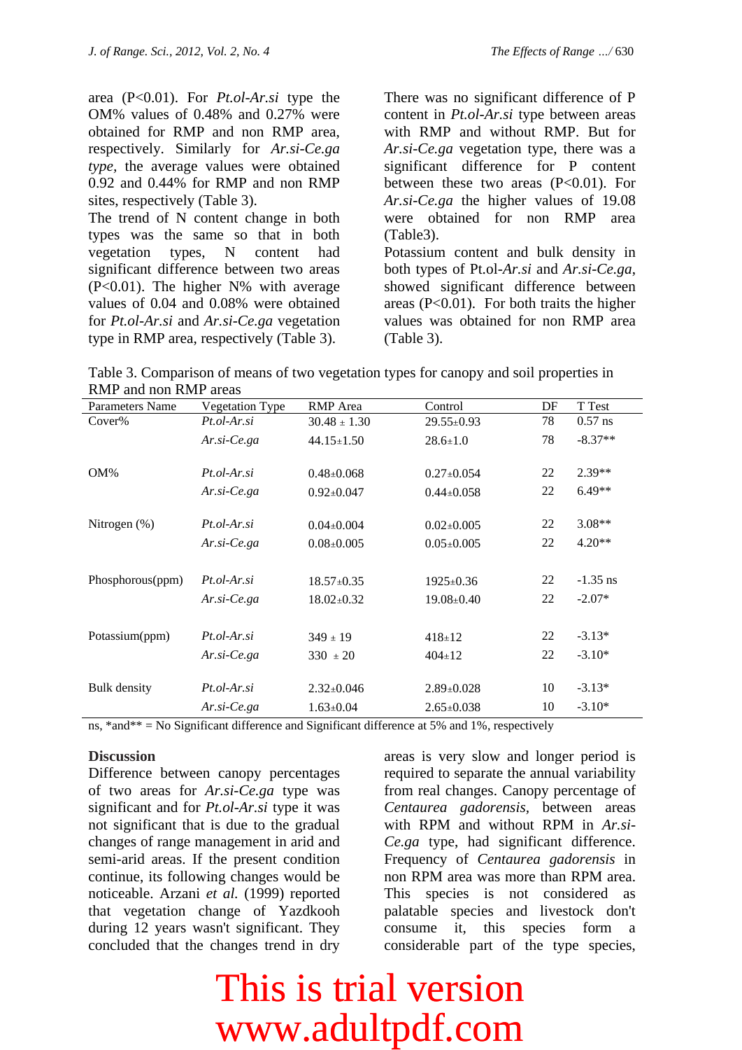area (P<0.01). For *Pt.ol-Ar.si* type the OM% values of 0.48% and 0.27% were obtained for RMP and non RMP area, respectively. Similarly for *Ar.si-Ce.ga type,* the average values were obtained 0.92 and 0.44% for RMP and non RMP sites, respectively (Table 3).

The trend of N content change in both types was the same so that in both vegetation types, N content had significant difference between two areas (P<0.01). The higher N% with average values of 0.04 and 0.08% were obtained for *Pt.ol-Ar.si* and *Ar.si-Ce.ga* vegetation type in RMP area, respectively (Table 3).

There was no significant difference of P content in *Pt.ol-Ar.si* type between areas with RMP and without RMP. But for *Ar.si-Ce.ga* vegetation type, there was a significant difference for P content between these two areas (P<0.01). For *Ar.si-Ce.ga* the higher values of 19.08 were obtained for non RMP area (Table3).

Potassium content and bulk density in both types of Pt.ol-*Ar.si* and *Ar.si-Ce.ga*, showed significant difference between areas (P<0.01). For both traits the higher values was obtained for non RMP area (Table 3).

Table 3. Comparison of means of two vegetation types for canopy and soil properties in RMP and non RMP areas

| Parameters Name | Vegetation Type | RMP Area | Control | DF | T Test |
|---|---|---|---|---|---|
| Cover% | *Pt.ol-Ar.si* | 30.48 ± 1.30 | 29.55±0.93 | 78 | 0.57 ns |
| | *Ar.si-Ce.ga* | 44.15±1.50 | 28.6±1.0 | 78 | -8.37** |
| OM% | *Pt.ol-Ar.si* | 0.48±0.068 | 0.27±0.054 | 22 | 2.39** |
| | *Ar.si-Ce.ga* | 0.92±0.047 | 0.44±0.058 | 22 | 6.49** |
| Nitrogen (%) | *Pt.ol-Ar.si* | 0.04±0.004 | 0.02±0.005 | 22 | 3.08** |
| | *Ar.si-Ce.ga* | 0.08±0.005 | 0.05±0.005 | 22 | 4.20** |
| Phosphorous(ppm) | *Pt.ol-Ar.si* | 18.57±0.35 | 1925±0.36 | 22 | -1.35 ns |
| | *Ar.si-Ce.ga* | 18.02±0.32 | 19.08±0.40 | 22 | -2.07* |
| Potassium(ppm) | *Pt.ol-Ar.si* | 349 ± 19 | 418±12 | 22 | -3.13* |
| | *Ar.si-Ce.ga* | 330 ± 20 | 404±12 | 22 | -3.10* |
| Bulk density | *Pt.ol-Ar.si* | 2.32±0.046 | 2.89±0.028 | 10 | -3.13* |
| | *Ar.si-Ce.ga* | 1.63±0.04 | 2.65±0.038 | 10 | -3.10* |

ns, *and** = No Significant difference and Significant difference at 5% and 1%, respectively

## Discussion

Difference between canopy percentages of two areas for *Ar.si-Ce.ga* type was significant and for *Pt.ol-Ar.si* type it was not significant that is due to the gradual changes of range management in arid and semi-arid areas. If the present condition continue, its following changes would be noticeable. Arzani *et al.* (1999) reported that vegetation change of Yazdkooh during 12 years wasn't significant. They concluded that the changes trend in dry areas is very slow and longer period is required to separate the annual variability from real changes. Canopy percentage of *Centaurea gadorensis*, between areas with RPM and without RPM in *Ar.si-Ce.ga* type, had significant difference. Frequency of *Centaurea gadorensis* in non RPM area was more than RPM area. This species is not considered as palatable species and livestock don't consume it, this species form a considerable part of the type species,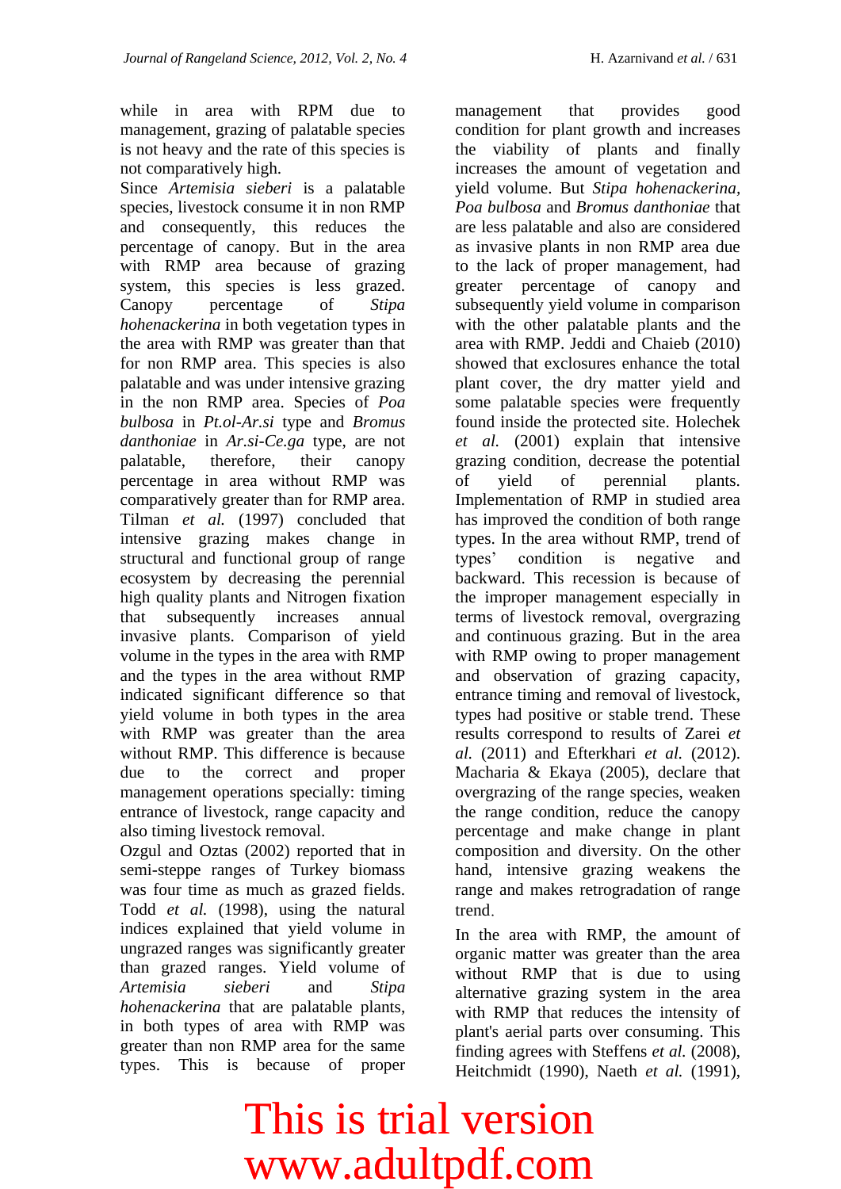while in area with RPM due to management, grazing of palatable species is not heavy and the rate of this species is not comparatively high.

Since *Artemisia sieberi* is a palatable species, livestock consume it in non RMP and consequently, this reduces the percentage of canopy. But in the area with RMP area because of grazing system, this species is less grazed. Canopy percentage of *Stipa hohenackerina* in both vegetation types in the area with RMP was greater than that for non RMP area. This species is also palatable and was under intensive grazing in the non RMP area. Species of *Poa bulbosa* in *Pt.ol-Ar.si* type and *Bromus danthoniae* in *Ar.si-Ce.ga* type, are not palatable, therefore, their canopy percentage in area without RMP was comparatively greater than for RMP area. Tilman *et al.* (1997) concluded that intensive grazing makes change in structural and functional group of range ecosystem by decreasing the perennial high quality plants and Nitrogen fixation that subsequently increases annual invasive plants. Comparison of yield volume in the types in the area with RMP and the types in the area without RMP indicated significant difference so that yield volume in both types in the area with RMP was greater than the area without RMP. This difference is because due to the correct and proper management operations specially: timing entrance of livestock, range capacity and also timing livestock removal.

Ozgul and Oztas (2002) reported that in semi-steppe ranges of Turkey biomass was four time as much as grazed fields. Todd *et al.* (1998), using the natural indices explained that yield volume in ungrazed ranges was significantly greater than grazed ranges. Yield volume of *Artemisia sieberi* and *Stipa hohenackerina* that are palatable plants, in both types of area with RMP was greater than non RMP area for the same types. This is because of proper management that provides good condition for plant growth and increases the viability of plants and finally increases the amount of vegetation and yield volume. But *Stipa hohenackerina, Poa bulbosa* and *Bromus danthoniae* that are less palatable and also are considered as invasive plants in non RMP area due to the lack of proper management, had greater percentage of canopy and subsequently yield volume in comparison with the other palatable plants and the area with RMP. Jeddi and Chaieb (2010) showed that exclosures enhance the total plant cover, the dry matter yield and some palatable species were frequently found inside the protected site. Holechek *et al.* (2001) explain that intensive grazing condition, decrease the potential of yield of perennial plants. Implementation of RMP in studied area has improved the condition of both range types. In the area without RMP, trend of types' condition is negative and backward. This recession is because of the improper management especially in terms of livestock removal, overgrazing and continuous grazing. But in the area with RMP owing to proper management and observation of grazing capacity, entrance timing and removal of livestock, types had positive or stable trend. These results correspond to results of Zarei *et al.* (2011) and Efterkhari *et al.* (2012). Macharia & Ekaya (2005), declare that overgrazing of the range species, weaken the range condition, reduce the canopy percentage and make change in plant composition and diversity. On the other hand, intensive grazing weakens the range and makes retrogradation of range trend.

In the area with RMP, the amount of organic matter was greater than the area without RMP that is due to using alternative grazing system in the area with RMP that reduces the intensity of plant's aerial parts over consuming. This finding agrees with Steffens *et al.* (2008), Heitchmidt (1990), Naeth *et al.* (1991),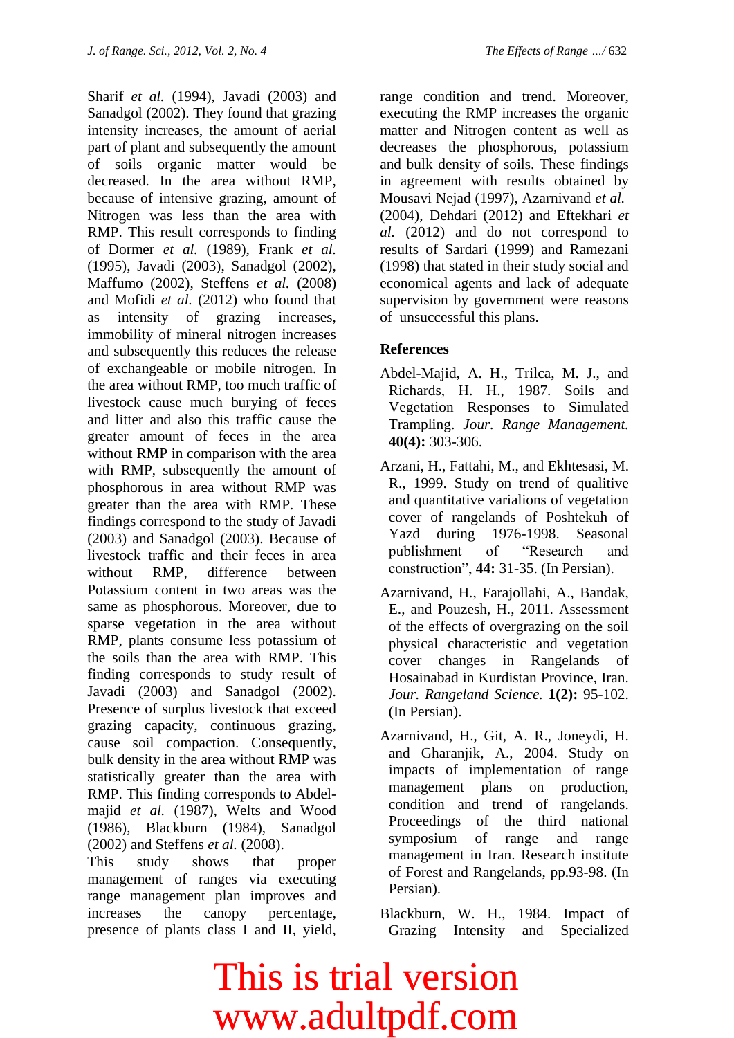Sharif *et al.* (1994), Javadi (2003) and Sanadgol (2002). They found that grazing intensity increases, the amount of aerial part of plant and subsequently the amount of soils organic matter would be decreased. In the area without RMP, because of intensive grazing, amount of Nitrogen was less than the area with RMP. This result corresponds to finding of Dormer *et al.* (1989), Frank *et al.* (1995), Javadi (2003), Sanadgol (2002), Maffumo (2002), Steffens *et al.* (2008) and Mofidi *et al.* (2012) who found that as intensity of grazing increases, immobility of mineral nitrogen increases and subsequently this reduces the release of exchangeable or mobile nitrogen. In the area without RMP, too much traffic of livestock cause much burying of feces and litter and also this traffic cause the greater amount of feces in the area without RMP in comparison with the area with RMP, subsequently the amount of phosphorous in area without RMP was greater than the area with RMP. These findings correspond to the study of Javadi (2003) and Sanadgol (2003). Because of livestock traffic and their feces in area without RMP, difference between Potassium content in two areas was the same as phosphorous. Moreover, due to sparse vegetation in the area without RMP, plants consume less potassium of the soils than the area with RMP. This finding corresponds to study result of Javadi (2003) and Sanadgol (2002). Presence of surplus livestock that exceed grazing capacity, continuous grazing, cause soil compaction. Consequently, bulk density in the area without RMP was statistically greater than the area with RMP. This finding corresponds to Abdel-majid *et al.* (1987), Welts and Wood (1986), Blackburn (1984), Sanadgol (2002) and Steffens *et al.* (2008).

This study shows that proper management of ranges via executing range management plan improves and increases the canopy percentage, presence of plants class I and II, yield, range condition and trend. Moreover, executing the RMP increases the organic matter and Nitrogen content as well as decreases the phosphorous, potassium and bulk density of soils. These findings in agreement with results obtained by Mousavi Nejad (1997), Azarnivand *et al.* (2004), Dehdari (2012) and Eftekhari *et al.* (2012) and do not correspond to results of Sardari (1999) and Ramezani (1998) that stated in their study social and economical agents and lack of adequate supervision by government were reasons of unsuccessful this plans.

## References

Abdel-Majid, A. H., Trilca, M. J., and Richards, H. H., 1987. Soils and Vegetation Responses to Simulated Trampling. *Jour. Range Management.* **40(4):** 303-306.

Arzani, H., Fattahi, M., and Ekhtesasi, M. R., 1999. Study on trend of qualitive and quantitative variations of vegetation cover of rangelands of Poshtekuh of Yazd during 1976-1998. Seasonal publishment of "Research and construction", **44:** 31-35. (In Persian).

Azarnivand, H., Farajollahi, A., Bandak, E., and Pouzesh, H., 2011. Assessment of the effects of overgrazing on the soil physical characteristic and vegetation cover changes in Rangelands of Hosainabad in Kurdistan Province, Iran. *Jour. Rangeland Science.* **1(2):** 95-102. (In Persian).

Azarnivand, H., Git, A. R., Joneydi, H. and Gharanjik, A., 2004. Study on impacts of implementation of range management plans on production, condition and trend of rangelands. Proceedings of the third national symposium of range and range management in Iran. Research institute of Forest and Rangelands, pp.93-98. (In Persian).

Blackburn, W. H., 1984. Impact of Grazing Intensity and Specialized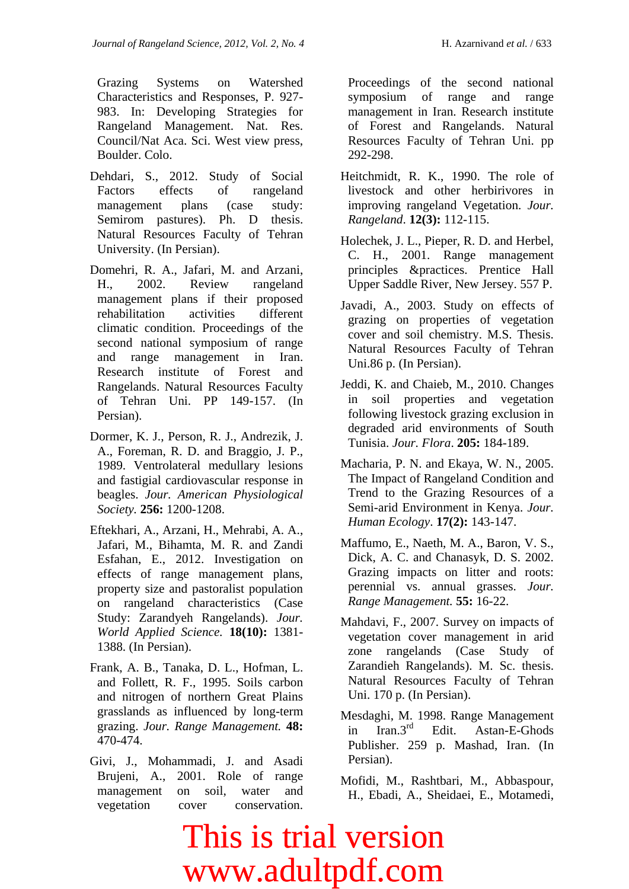Grazing Systems on Watershed Characteristics and Responses, P. 927-983. In: Developing Strategies for Rangeland Management. Nat. Res. Council/Nat Aca. Sci. West view press, Boulder. Colo.

Dehdari, S., 2012. Study of Social Factors effects of rangeland management plans (case study: Semirom pastures). Ph. D thesis. Natural Resources Faculty of Tehran University. (In Persian).

Domehri, R. A., Jafari, M. and Arzani, H., 2002. Review rangeland management plans if their proposed rehabilitation activities different climatic condition. Proceedings of the second national symposium of range and range management in Iran. Research institute of Forest and Rangelands. Natural Resources Faculty of Tehran Uni. PP 149-157. (In Persian).

Dormer, K. J., Person, R. J., Andrezik, J. A., Foreman, R. D. and Braggio, J. P., 1989. Ventrolateral medullary lesions and fastigial cardiovascular response in beagles. *Jour. American Physiological Society.* **256:** 1200-1208.

Eftekhari, A., Arzani, H., Mehrabi, A. A., Jafari, M., Bihamta, M. R. and Zandi Esfahan, E., 2012. Investigation on effects of range management plans, property size and pastoralist population on rangeland characteristics (Case Study: Zarandyeh Rangelands). *Jour. World Applied Science.* **18(10):** 1381-1388. (In Persian).

Frank, A. B., Tanaka, D. L., Hofman, L. and Follett, R. F., 1995. Soils carbon and nitrogen of northern Great Plains grasslands as influenced by long-term grazing. *Jour. Range Management.* **48:** 470-474.

Givi, J., Mohammadi, J. and Asadi Brujeni, A., 2001. Role of range management on soil, water and vegetation cover conservation. Proceedings of the second national symposium of range and range management in Iran. Research institute of Forest and Rangelands. Natural Resources Faculty of Tehran Uni. pp 292-298.

Heitchmidt, R. K., 1990. The role of livestock and other herbivores in improving rangeland Vegetation. *Jour. Rangeland*. **12(3):** 112-115.

Holechek, J. L., Pieper, R. D. and Herbel, C. H., 2001. Range management principles &practices. Prentice Hall Upper Saddle River, New Jersey. 557 P.

Javadi, A., 2003. Study on effects of grazing on properties of vegetation cover and soil chemistry. M.S. Thesis. Natural Resources Faculty of Tehran Uni.86 p. (In Persian).

Jeddi, K. and Chaieb, M., 2010. Changes in soil properties and vegetation following livestock grazing exclusion in degraded arid environments of South Tunisia. *Jour. Flora*. **205:** 184-189.

Macharia, P. N. and Ekaya, W. N., 2005. The Impact of Rangeland Condition and Trend to the Grazing Resources of a Semi-arid Environment in Kenya. *Jour. Human Ecology*. **17(2):** 143-147.

Maffumo, E., Naeth, M. A., Baron, V. S., Dick, A. C. and Chanasyk, D. S. 2002. Grazing impacts on litter and roots: perennial vs. annual grasses. *Jour. Range Management.* **55:** 16-22.

Mahdavi, F., 2007. Survey on impacts of vegetation cover management in arid zone rangelands (Case Study of Zarandieh Rangelands). M. Sc. thesis. Natural Resources Faculty of Tehran Uni. 170 p. (In Persian).

Mesdaghi, M. 1998. Range Management in Iran.3rd Edit. Astan-E-Ghods Publisher. 259 p. Mashad, Iran. (In Persian).

Mofidi, M., Rashtbari, M., Abbaspour, H., Ebadi, A., Sheidaei, E., Motamedi,

This is trial version
www.adultpdf.com